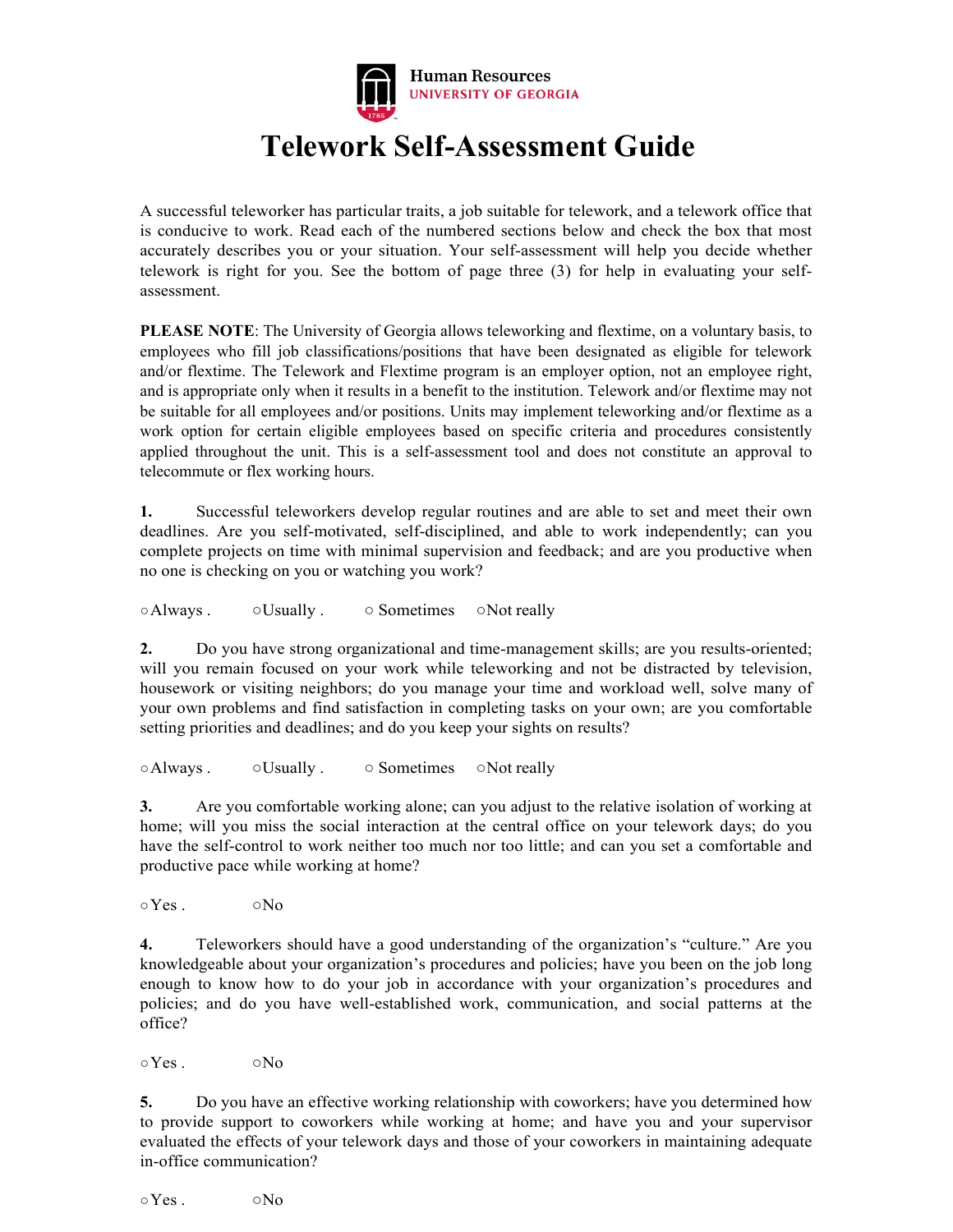Human Resources
UNIVERSITY OF GEORGIA

# Telework Self-Assessment Guide

A successful teleworker has particular traits, a job suitable for telework, and a telework office that is conducive to work. Read each of the numbered sections below and check the box that most accurately describes you or your situation. Your self-assessment will help you decide whether telework is right for you. See the bottom of page three (3) for help in evaluating your self-assessment.

**PLEASE NOTE**: The University of Georgia allows teleworking and flextime, on a voluntary basis, to employees who fill job classifications/positions that have been designated as eligible for telework and/or flextime. The Telework and Flextime program is an employer option, not an employee right, and is appropriate only when it results in a benefit to the institution. Telework and/or flextime may not be suitable for all employees and/or positions. Units may implement teleworking and/or flextime as a work option for certain eligible employees based on specific criteria and procedures consistently applied throughout the unit. This is a self-assessment tool and does not constitute an approval to telecommute or flex working hours.

**1.** Successful teleworkers develop regular routines and are able to set and meet their own deadlines. Are you self-motivated, self-disciplined, and able to work independently; can you complete projects on time with minimal supervision and feedback; and are you productive when no one is checking on you or watching you work?

○ Always . ○ Usually . ○ Sometimes ○ Not really

**2.** Do you have strong organizational and time-management skills; are you results-oriented; will you remain focused on your work while teleworking and not be distracted by television, housework or visiting neighbors; do you manage your time and workload well, solve many of your own problems and find satisfaction in completing tasks on your own; are you comfortable setting priorities and deadlines; and do you keep your sights on results?

○ Always . ○ Usually . ○ Sometimes ○ Not really

**3.** Are you comfortable working alone; can you adjust to the relative isolation of working at home; will you miss the social interaction at the central office on your telework days; do you have the self-control to work neither too much nor too little; and can you set a comfortable and productive pace while working at home?

○ Yes . ○ No

**4.** Teleworkers should have a good understanding of the organization's "culture." Are you knowledgeable about your organization's procedures and policies; have you been on the job long enough to know how to do your job in accordance with your organization's procedures and policies; and do you have well-established work, communication, and social patterns at the office?

○ Yes . ○ No

**5.** Do you have an effective working relationship with coworkers; have you determined how to provide support to coworkers while working at home; and have you and your supervisor evaluated the effects of your telework days and those of your coworkers in maintaining adequate in-office communication?

○ Yes . ○ No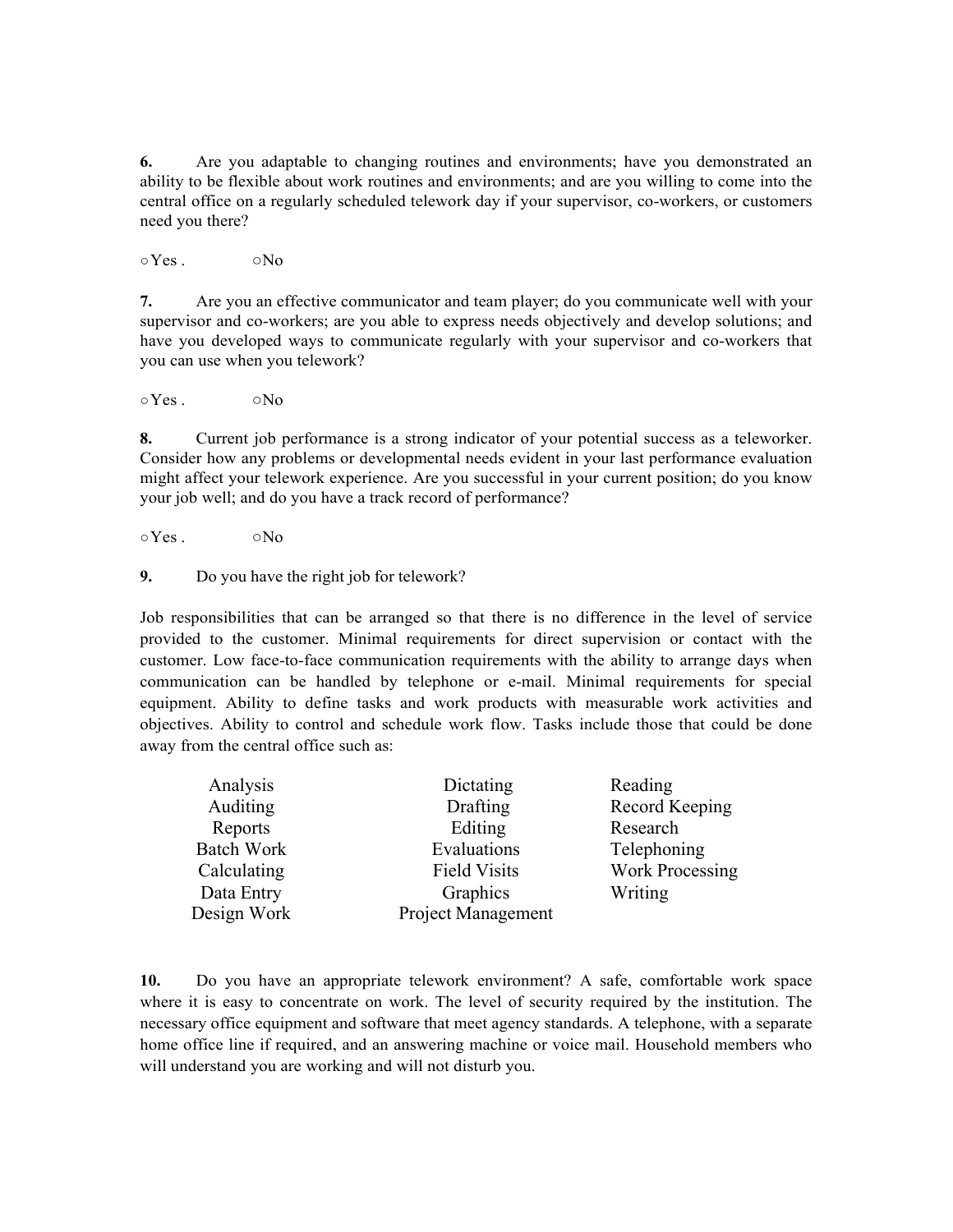**6.** Are you adaptable to changing routines and environments; have you demonstrated an ability to be flexible about work routines and environments; and are you willing to come into the central office on a regularly scheduled telework day if your supervisor, co-workers, or customers need you there?

○ Yes . ○No

**7.** Are you an effective communicator and team player; do you communicate well with your supervisor and co-workers; are you able to express needs objectively and develop solutions; and have you developed ways to communicate regularly with your supervisor and co-workers that you can use when you telework?

○ Yes . ○No

**8.** Current job performance is a strong indicator of your potential success as a teleworker. Consider how any problems or developmental needs evident in your last performance evaluation might affect your telework experience. Are you successful in your current position; do you know your job well; and do you have a track record of performance?

○ Yes . ○No

**9.** Do you have the right job for telework?

Job responsibilities that can be arranged so that there is no difference in the level of service provided to the customer. Minimal requirements for direct supervision or contact with the customer. Low face-to-face communication requirements with the ability to arrange days when communication can be handled by telephone or e-mail. Minimal requirements for special equipment. Ability to define tasks and work products with measurable work activities and objectives. Ability to control and schedule work flow. Tasks include those that could be done away from the central office such as:

| | | |
|---|---|---|
| Analysis | Dictating | Reading |
| Auditing | Drafting | Record Keeping |
| Reports | Editing | Research |
| Batch Work | Evaluations | Telephoning |
| Calculating | Field Visits | Work Processing |
| Data Entry | Graphics | Writing |
| Design Work | Project Management | |

**10.** Do you have an appropriate telework environment? A safe, comfortable work space where it is easy to concentrate on work. The level of security required by the institution. The necessary office equipment and software that meet agency standards. A telephone, with a separate home office line if required, and an answering machine or voice mail. Household members who will understand you are working and will not disturb you.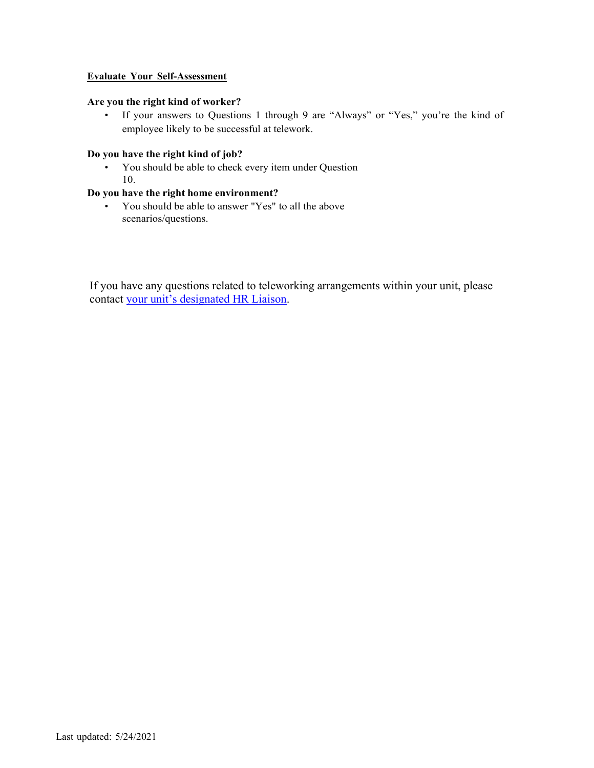## Evaluate Your Self-Assessment

**Are you the right kind of worker?**

- If your answers to Questions 1 through 9 are "Always" or "Yes," you're the kind of employee likely to be successful at telework.

**Do you have the right kind of job?**

- You should be able to check every item under Question 10.

**Do you have the right home environment?**

- You should be able to answer "Yes" to all the above scenarios/questions.

If you have any questions related to teleworking arrangements within your unit, please contact your unit's designated HR Liaison.

Last updated: 5/24/2021